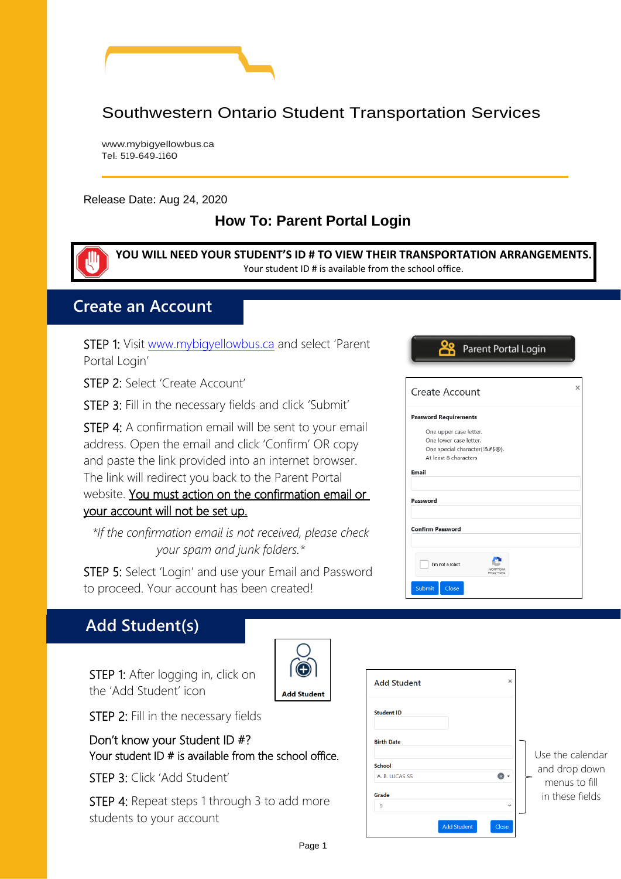Southwestern Ontario Student Transportation Services

www.mybigyellowbus.ca
Tel: 519-649-1160

Release Date: Aug 24, 2020

# How To: Parent Portal Login

**YOU WILL NEED YOUR STUDENT'S ID # TO VIEW THEIR TRANSPORTATION ARRANGEMENTS.**
Your student ID # is available from the school office.

## Create an Account

STEP 1: Visit [www.mybigyellowbus.ca](http://www.mybigyellowbus.ca) and select 'Parent Portal Login'

STEP 2: Select 'Create Account'

STEP 3: Fill in the necessary fields and click 'Submit'

STEP 4: A confirmation email will be sent to your email address. Open the email and click 'Confirm' OR copy and paste the link provided into an internet browser. The link will redirect you back to the Parent Portal website. <u>You must action on the confirmation email or your account will not be set up.</u>

*\*If the confirmation email is not received, please check your spam and junk folders.\**

STEP 5: Select 'Login' and use your Email and Password to proceed. Your account has been created!

Parent Portal Login

Create Account

**Password Requirements**

One upper case letter.
One lower case letter.
One special character(!&#$@).
At least 8 characters

**Email**

**Password**

**Confirm Password**

I'm not a robot

Submit | Close

## Add Student(s)

STEP 1: After logging in, click on the 'Add Student' icon

**Add Student**

STEP 2: Fill in the necessary fields

Don't know your Student ID #?
Your student ID # is available from the school office.

STEP 3: Click 'Add Student'

STEP 4: Repeat steps 1 through 3 to add more students to your account

Add Student

**Student ID**

**Birth Date**

**School**
A. B. LUCAS SS

**Grade**
9

Add Student | Close

Use the calendar and drop down menus to fill in these fields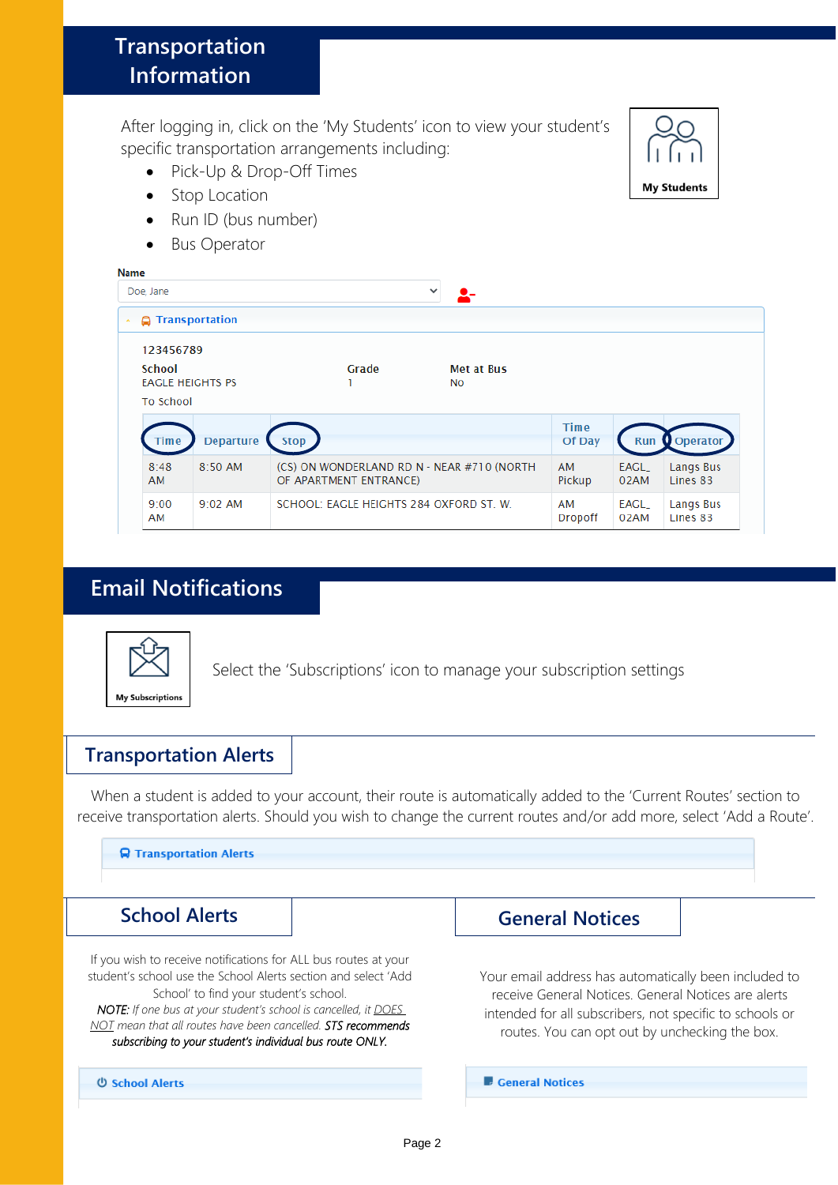## Transportation Information

After logging in, click on the 'My Students' icon to view your student's specific transportation arrangements including:

- Pick-Up & Drop-Off Times
- Stop Location
- Run ID (bus number)
- Bus Operator

My Students

Name

Doe, Jane

Transportation

123456789

| School | Grade | Met at Bus |
|---|---|---|
| EAGLE HEIGHTS PS | 1 | No |

To School

| Time | Departure | Stop | Time Of Day | Run | Operator |
|---|---|---|---|---|---|
| 8:48 AM | 8:50 AM | (CS) ON WONDERLAND RD N - NEAR #710 (NORTH OF APARTMENT ENTRANCE) | AM Pickup | EAGL_02AM | Langs Bus Lines 83 |
| 9:00 AM | 9:02 AM | SCHOOL: EAGLE HEIGHTS 284 OXFORD ST. W. | AM Dropoff | EAGL_02AM | Langs Bus Lines 83 |

## Email Notifications

My Subscriptions

Select the 'Subscriptions' icon to manage your subscription settings

### Transportation Alerts

When a student is added to your account, their route is automatically added to the 'Current Routes' section to receive transportation alerts. Should you wish to change the current routes and/or add more, select 'Add a Route'.

Transportation Alerts

### School Alerts

If you wish to receive notifications for ALL bus routes at your student's school use the School Alerts section and select 'Add School' to find your student's school.

***NOTE:*** *If one bus at your student's school is cancelled, it* *__DOES NOT__* *mean that all routes have been cancelled.* ***STS recommends subscribing to your student's individual bus route ONLY.***

School Alerts

### General Notices

Your email address has automatically been included to receive General Notices. General Notices are alerts intended for all subscribers, not specific to schools or routes. You can opt out by unchecking the box.

General Notices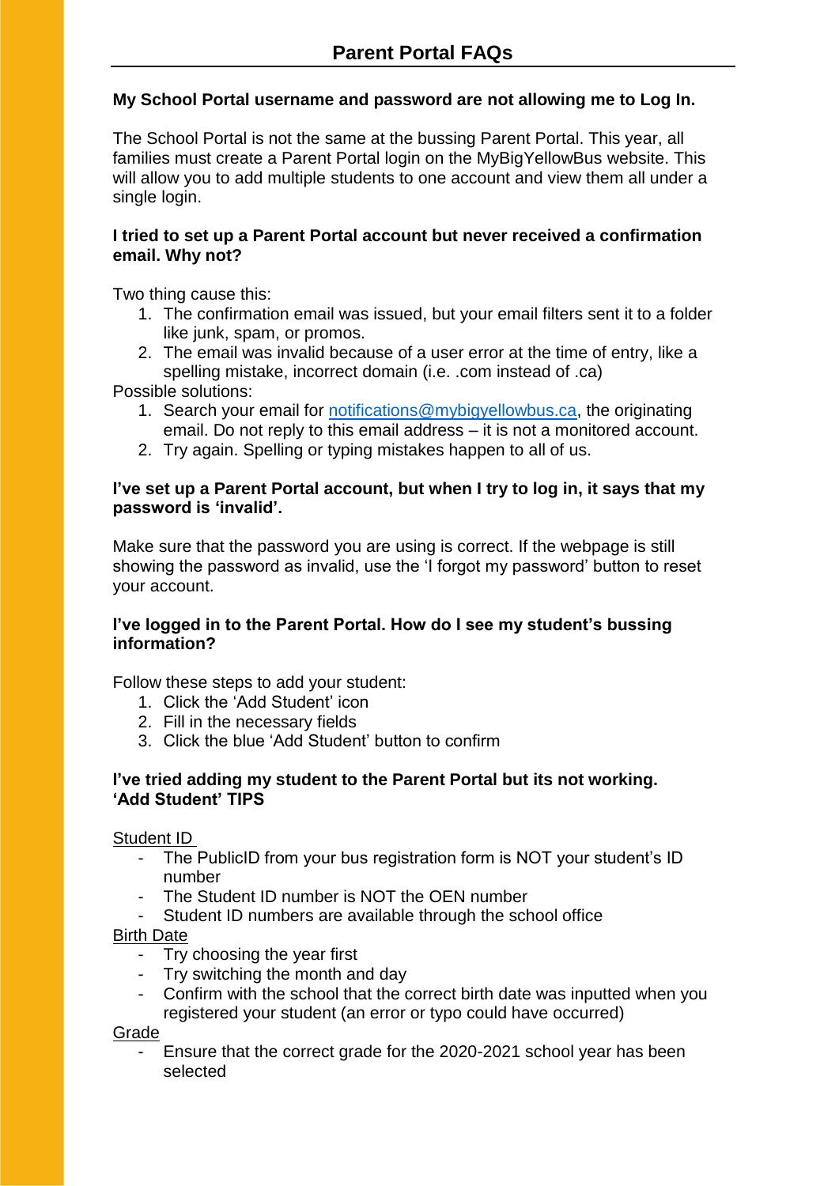# Parent Portal FAQs

**My School Portal username and password are not allowing me to Log In.**

The School Portal is not the same at the bussing Parent Portal. This year, all families must create a Parent Portal login on the MyBigYellowBus website. This will allow you to add multiple students to one account and view them all under a single login.

**I tried to set up a Parent Portal account but never received a confirmation email. Why not?**

Two thing cause this:

1. The confirmation email was issued, but your email filters sent it to a folder like junk, spam, or promos.
2. The email was invalid because of a user error at the time of entry, like a spelling mistake, incorrect domain (i.e. .com instead of .ca)

Possible solutions:

1. Search your email for notifications@mybigyellowbus.ca, the originating email. Do not reply to this email address – it is not a monitored account.
2. Try again. Spelling or typing mistakes happen to all of us.

**I've set up a Parent Portal account, but when I try to log in, it says that my password is 'invalid'.**

Make sure that the password you are using is correct. If the webpage is still showing the password as invalid, use the 'I forgot my password' button to reset your account.

**I've logged in to the Parent Portal. How do I see my student's bussing information?**

Follow these steps to add your student:

1. Click the 'Add Student' icon
2. Fill in the necessary fields
3. Click the blue 'Add Student' button to confirm

**I've tried adding my student to the Parent Portal but its not working.**
**'Add Student' TIPS**

Student ID

- The PublicID from your bus registration form is NOT your student's ID number
- The Student ID number is NOT the OEN number
- Student ID numbers are available through the school office

Birth Date

- Try choosing the year first
- Try switching the month and day
- Confirm with the school that the correct birth date was inputted when you registered your student (an error or typo could have occurred)

Grade

- Ensure that the correct grade for the 2020-2021 school year has been selected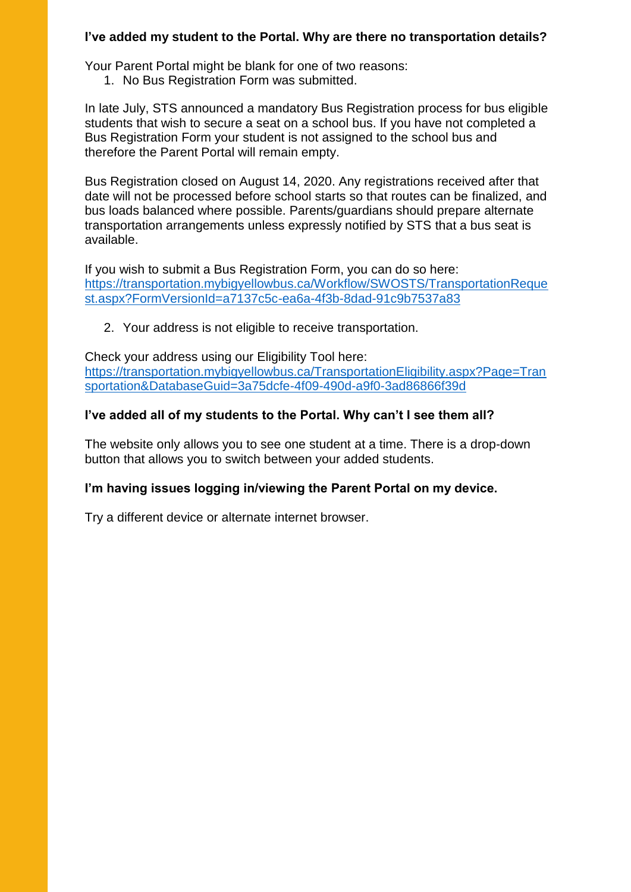**I've added my student to the Portal. Why are there no transportation details?**

Your Parent Portal might be blank for one of two reasons:

1. No Bus Registration Form was submitted.

In late July, STS announced a mandatory Bus Registration process for bus eligible students that wish to secure a seat on a school bus. If you have not completed a Bus Registration Form your student is not assigned to the school bus and therefore the Parent Portal will remain empty.

Bus Registration closed on August 14, 2020. Any registrations received after that date will not be processed before school starts so that routes can be finalized, and bus loads balanced where possible. Parents/guardians should prepare alternate transportation arrangements unless expressly notified by STS that a bus seat is available.

If you wish to submit a Bus Registration Form, you can do so here: https://transportation.mybigyellowbus.ca/Workflow/SWOSTS/TransportationRequest.aspx?FormVersionId=a7137c5c-ea6a-4f3b-8dad-91c9b7537a83

2. Your address is not eligible to receive transportation.

Check your address using our Eligibility Tool here: https://transportation.mybigyellowbus.ca/TransportationEligibility.aspx?Page=Transportation&DatabaseGuid=3a75dcfe-4f09-490d-a9f0-3ad86866f39d

**I've added all of my students to the Portal. Why can't I see them all?**

The website only allows you to see one student at a time. There is a drop-down button that allows you to switch between your added students.

**I'm having issues logging in/viewing the Parent Portal on my device.**

Try a different device or alternate internet browser.